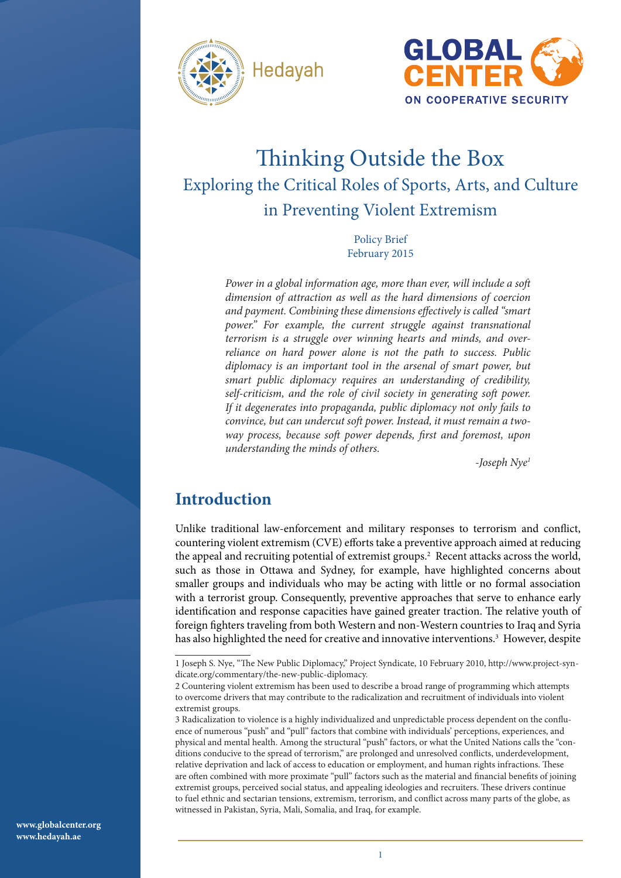Hedayah

GLOBAL CENTER ON COOPERATIVE SECURITY

# Thinking Outside the Box

## Exploring the Critical Roles of Sports, Arts, and Culture in Preventing Violent Extremism

Policy Brief
February 2015

*Power in a global information age, more than ever, will include a soft dimension of attraction as well as the hard dimensions of coercion and payment. Combining these dimensions effectively is called "smart power." For example, the current struggle against transnational terrorism is a struggle over winning hearts and minds, and over-reliance on hard power alone is not the path to success. Public diplomacy is an important tool in the arsenal of smart power, but smart public diplomacy requires an understanding of credibility, self-criticism, and the role of civil society in generating soft power. If it degenerates into propaganda, public diplomacy not only fails to convince, but can undercut soft power. Instead, it must remain a two-way process, because soft power depends, first and foremost, upon understanding the minds of others.*

*-Joseph Nye*[1]

## Introduction

Unlike traditional law-enforcement and military responses to terrorism and conflict, countering violent extremism (CVE) efforts take a preventive approach aimed at reducing the appeal and recruiting potential of extremist groups.[2] Recent attacks across the world, such as those in Ottawa and Sydney, for example, have highlighted concerns about smaller groups and individuals who may be acting with little or no formal association with a terrorist group. Consequently, preventive approaches that serve to enhance early identification and response capacities have gained greater traction. The relative youth of foreign fighters traveling from both Western and non-Western countries to Iraq and Syria has also highlighted the need for creative and innovative interventions.[3] However, despite

---

1 Joseph S. Nye, "The New Public Diplomacy," Project Syndicate, 10 February 2010, http://www.project-syndicate.org/commentary/the-new-public-diplomacy.

2 Countering violent extremism has been used to describe a broad range of programming which attempts to overcome drivers that may contribute to the radicalization and recruitment of individuals into violent extremist groups.

3 Radicalization to violence is a highly individualized and unpredictable process dependent on the confluence of numerous "push" and "pull" factors that combine with individuals' perceptions, experiences, and physical and mental health. Among the structural "push" factors, or what the United Nations calls the "conditions conducive to the spread of terrorism," are prolonged and unresolved conflicts, underdevelopment, relative deprivation and lack of access to education or employment, and human rights infractions. These are often combined with more proximate "pull" factors such as the material and financial benefits of joining extremist groups, perceived social status, and appealing ideologies and recruiters. These drivers continue to fuel ethnic and sectarian tensions, extremism, terrorism, and conflict across many parts of the globe, as witnessed in Pakistan, Syria, Mali, Somalia, and Iraq, for example.

www.globalcenter.org
www.hedayah.ae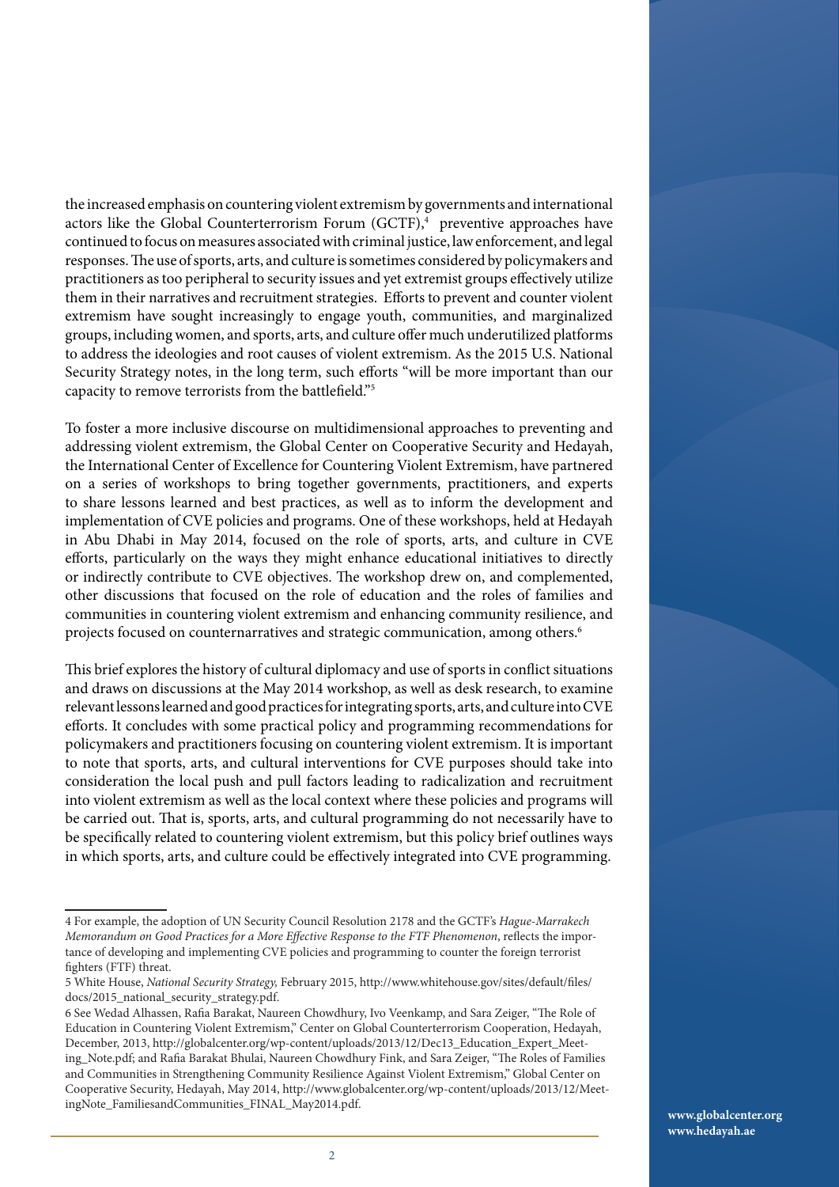the increased emphasis on countering violent extremism by governments and international actors like the Global Counterterrorism Forum (GCTF),[4] preventive approaches have continued to focus on measures associated with criminal justice, law enforcement, and legal responses. The use of sports, arts, and culture is sometimes considered by policymakers and practitioners as too peripheral to security issues and yet extremist groups effectively utilize them in their narratives and recruitment strategies. Efforts to prevent and counter violent extremism have sought increasingly to engage youth, communities, and marginalized groups, including women, and sports, arts, and culture offer much underutilized platforms to address the ideologies and root causes of violent extremism. As the 2015 U.S. National Security Strategy notes, in the long term, such efforts "will be more important than our capacity to remove terrorists from the battlefield."[5]

To foster a more inclusive discourse on multidimensional approaches to preventing and addressing violent extremism, the Global Center on Cooperative Security and Hedayah, the International Center of Excellence for Countering Violent Extremism, have partnered on a series of workshops to bring together governments, practitioners, and experts to share lessons learned and best practices, as well as to inform the development and implementation of CVE policies and programs. One of these workshops, held at Hedayah in Abu Dhabi in May 2014, focused on the role of sports, arts, and culture in CVE efforts, particularly on the ways they might enhance educational initiatives to directly or indirectly contribute to CVE objectives. The workshop drew on, and complemented, other discussions that focused on the role of education and the roles of families and communities in countering violent extremism and enhancing community resilience, and projects focused on counternarratives and strategic communication, among others.[6]

This brief explores the history of cultural diplomacy and use of sports in conflict situations and draws on discussions at the May 2014 workshop, as well as desk research, to examine relevant lessons learned and good practices for integrating sports, arts, and culture into CVE efforts. It concludes with some practical policy and programming recommendations for policymakers and practitioners focusing on countering violent extremism. It is important to note that sports, arts, and cultural interventions for CVE purposes should take into consideration the local push and pull factors leading to radicalization and recruitment into violent extremism as well as the local context where these policies and programs will be carried out. That is, sports, arts, and cultural programming do not necessarily have to be specifically related to countering violent extremism, but this policy brief outlines ways in which sports, arts, and culture could be effectively integrated into CVE programming.

---

4 For example, the adoption of UN Security Council Resolution 2178 and the GCTF's *Hague-Marrakech Memorandum on Good Practices for a More Effective Response to the FTF Phenomenon*, reflects the importance of developing and implementing CVE policies and programming to counter the foreign terrorist fighters (FTF) threat.

5 White House, *National Security Strategy,* February 2015, http://www.whitehouse.gov/sites/default/files/docs/2015_national_security_strategy.pdf.

6 See Wedad Alhassen, Rafia Barakat, Naureen Chowdhury, Ivo Veenkamp, and Sara Zeiger, "The Role of Education in Countering Violent Extremism," Center on Global Counterterrorism Cooperation, Hedayah, December, 2013, http://globalcenter.org/wp-content/uploads/2013/12/Dec13_Education_Expert_Meeting_Note.pdf; and Rafia Barakat Bhulai, Naureen Chowdhury Fink, and Sara Zeiger, "The Roles of Families and Communities in Strengthening Community Resilience Against Violent Extremism," Global Center on Cooperative Security, Hedayah, May 2014, http://www.globalcenter.org/wp-content/uploads/2013/12/MeetingNote_FamiliesandCommunities_FINAL_May2014.pdf.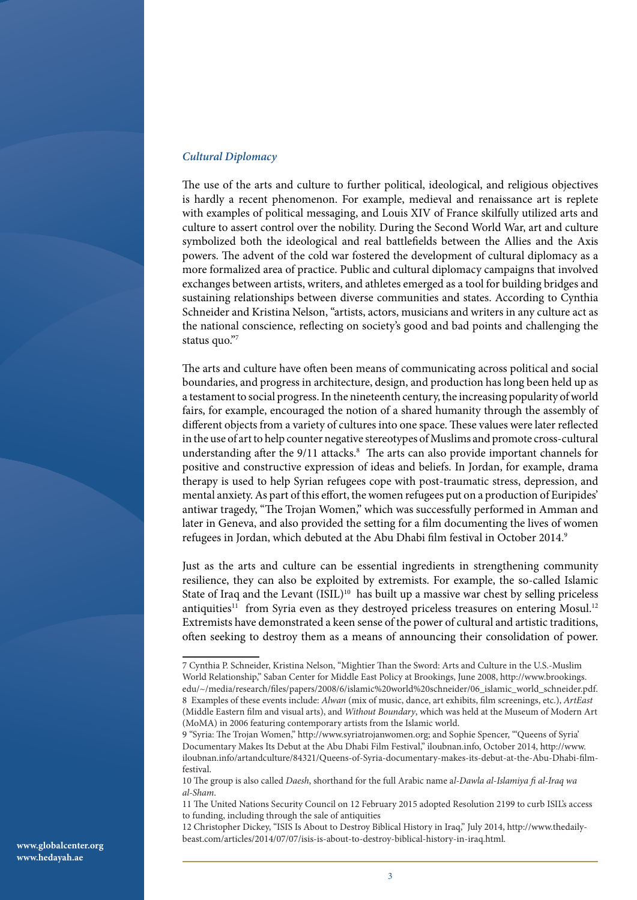### *Cultural Diplomacy*

The use of the arts and culture to further political, ideological, and religious objectives is hardly a recent phenomenon. For example, medieval and renaissance art is replete with examples of political messaging, and Louis XIV of France skilfully utilized arts and culture to assert control over the nobility. During the Second World War, art and culture symbolized both the ideological and real battlefields between the Allies and the Axis powers. The advent of the cold war fostered the development of cultural diplomacy as a more formalized area of practice. Public and cultural diplomacy campaigns that involved exchanges between artists, writers, and athletes emerged as a tool for building bridges and sustaining relationships between diverse communities and states. According to Cynthia Schneider and Kristina Nelson, "artists, actors, musicians and writers in any culture act as the national conscience, reflecting on society's good and bad points and challenging the status quo."[7]

The arts and culture have often been means of communicating across political and social boundaries, and progress in architecture, design, and production has long been held up as a testament to social progress. In the nineteenth century, the increasing popularity of world fairs, for example, encouraged the notion of a shared humanity through the assembly of different objects from a variety of cultures into one space. These values were later reflected in the use of art to help counter negative stereotypes of Muslims and promote cross-cultural understanding after the 9/11 attacks.[8] The arts can also provide important channels for positive and constructive expression of ideas and beliefs. In Jordan, for example, drama therapy is used to help Syrian refugees cope with post-traumatic stress, depression, and mental anxiety. As part of this effort, the women refugees put on a production of Euripides' antiwar tragedy, "The Trojan Women," which was successfully performed in Amman and later in Geneva, and also provided the setting for a film documenting the lives of women refugees in Jordan, which debuted at the Abu Dhabi film festival in October 2014.[9]

Just as the arts and culture can be essential ingredients in strengthening community resilience, they can also be exploited by extremists. For example, the so-called Islamic State of Iraq and the Levant (ISIL)[10] has built up a massive war chest by selling priceless antiquities[11] from Syria even as they destroyed priceless treasures on entering Mosul.[12] Extremists have demonstrated a keen sense of the power of cultural and artistic traditions, often seeking to destroy them as a means of announcing their consolidation of power.

---

7 Cynthia P. Schneider, Kristina Nelson, "Mightier Than the Sword: Arts and Culture in the U.S.-Muslim World Relationship," Saban Center for Middle East Policy at Brookings, June 2008, http://www.brookings.edu/~/media/research/files/papers/2008/6/islamic%20world%20schneider/06_islamic_world_schneider.pdf.

8 Examples of these events include: *Alwan* (mix of music, dance, art exhibits, film screenings, etc.), *ArtEast* (Middle Eastern film and visual arts), and *Without Boundary*, which was held at the Museum of Modern Art (MoMA) in 2006 featuring contemporary artists from the Islamic world.

9 "Syria: The Trojan Women," http://www.syriatrojanwomen.org; and Sophie Spencer, "'Queens of Syria' Documentary Makes Its Debut at the Abu Dhabi Film Festival," iloubnan.info, October 2014, http://www.iloubnan.info/artandculture/84321/Queens-of-Syria-documentary-makes-its-debut-at-the-Abu-Dhabi-film-festival.

10 The group is also called *Daesh*, shorthand for the full Arabic name a*l-Dawla al-Islamiya fi al-Iraq wa al-Sham*.

11 The United Nations Security Council on 12 February 2015 adopted Resolution 2199 to curb ISIL's access to funding, including through the sale of antiquities

12 Christopher Dickey, "ISIS Is About to Destroy Biblical History in Iraq," July 2014, http://www.thedailybeast.com/articles/2014/07/07/isis-is-about-to-destroy-biblical-history-in-iraq.html.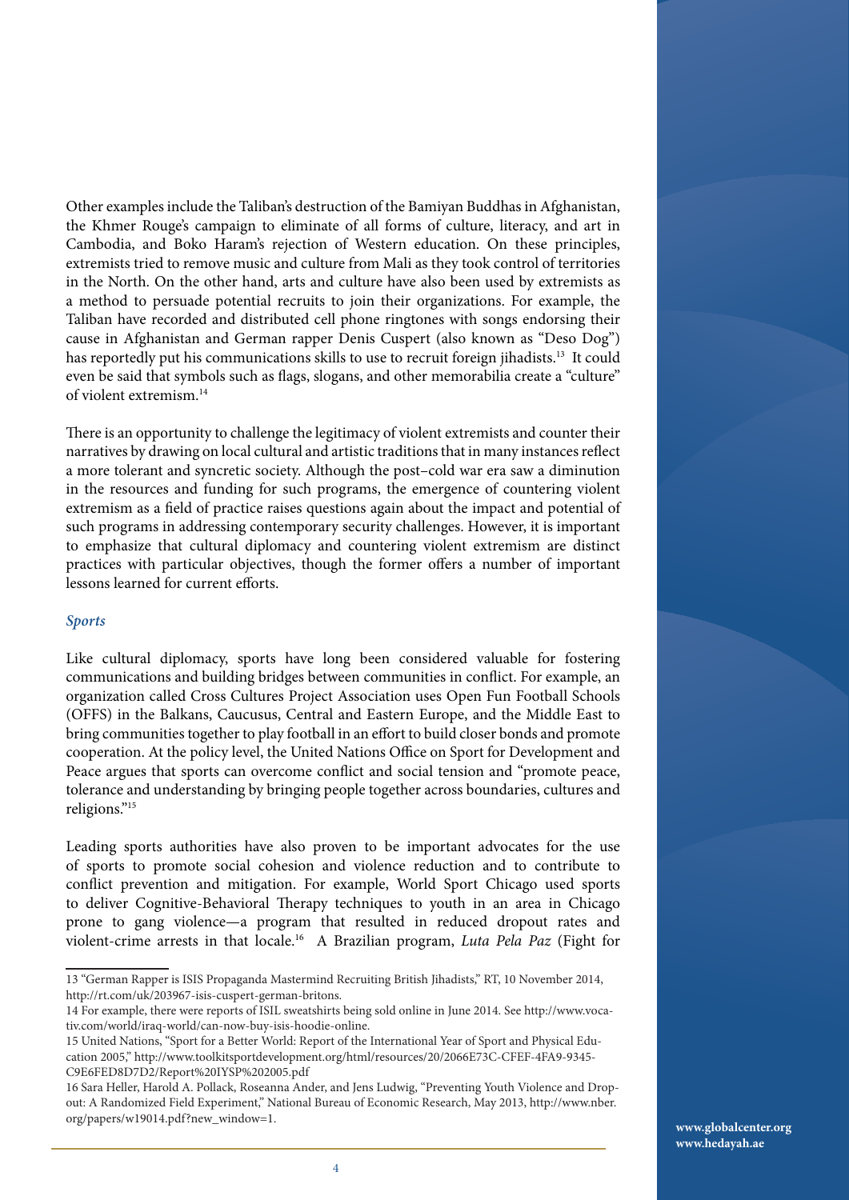Other examples include the Taliban's destruction of the Bamiyan Buddhas in Afghanistan, the Khmer Rouge's campaign to eliminate of all forms of culture, literacy, and art in Cambodia, and Boko Haram's rejection of Western education. On these principles, extremists tried to remove music and culture from Mali as they took control of territories in the North. On the other hand, arts and culture have also been used by extremists as a method to persuade potential recruits to join their organizations. For example, the Taliban have recorded and distributed cell phone ringtones with songs endorsing their cause in Afghanistan and German rapper Denis Cuspert (also known as "Deso Dog") has reportedly put his communications skills to use to recruit foreign jihadists.[13] It could even be said that symbols such as flags, slogans, and other memorabilia create a "culture" of violent extremism.[14]

There is an opportunity to challenge the legitimacy of violent extremists and counter their narratives by drawing on local cultural and artistic traditions that in many instances reflect a more tolerant and syncretic society. Although the post–cold war era saw a diminution in the resources and funding for such programs, the emergence of countering violent extremism as a field of practice raises questions again about the impact and potential of such programs in addressing contemporary security challenges. However, it is important to emphasize that cultural diplomacy and countering violent extremism are distinct practices with particular objectives, though the former offers a number of important lessons learned for current efforts.

### *Sports*

Like cultural diplomacy, sports have long been considered valuable for fostering communications and building bridges between communities in conflict. For example, an organization called Cross Cultures Project Association uses Open Fun Football Schools (OFFS) in the Balkans, Caucusus, Central and Eastern Europe, and the Middle East to bring communities together to play football in an effort to build closer bonds and promote cooperation. At the policy level, the United Nations Office on Sport for Development and Peace argues that sports can overcome conflict and social tension and "promote peace, tolerance and understanding by bringing people together across boundaries, cultures and religions."[15]

Leading sports authorities have also proven to be important advocates for the use of sports to promote social cohesion and violence reduction and to contribute to conflict prevention and mitigation. For example, World Sport Chicago used sports to deliver Cognitive-Behavioral Therapy techniques to youth in an area in Chicago prone to gang violence—a program that resulted in reduced dropout rates and violent-crime arrests in that locale.[16] A Brazilian program, *Luta Pela Paz* (Fight for

---

13 "German Rapper is ISIS Propaganda Mastermind Recruiting British Jihadists," RT, 10 November 2014, http://rt.com/uk/203967-isis-cuspert-german-britons.

14 For example, there were reports of ISIL sweatshirts being sold online in June 2014. See http://www.vocativ.com/world/iraq-world/can-now-buy-isis-hoodie-online.

15 United Nations, "Sport for a Better World: Report of the International Year of Sport and Physical Education 2005," http://www.toolkitsportdevelopment.org/html/resources/20/2066E73C-CFEF-4FA9-9345-C9E6FED8D7D2/Report%20IYSP%202005.pdf

16 Sara Heller, Harold A. Pollack, Roseanna Ander, and Jens Ludwig, "Preventing Youth Violence and Dropout: A Randomized Field Experiment," National Bureau of Economic Research, May 2013, http://www.nber.org/papers/w19014.pdf?new_window=1.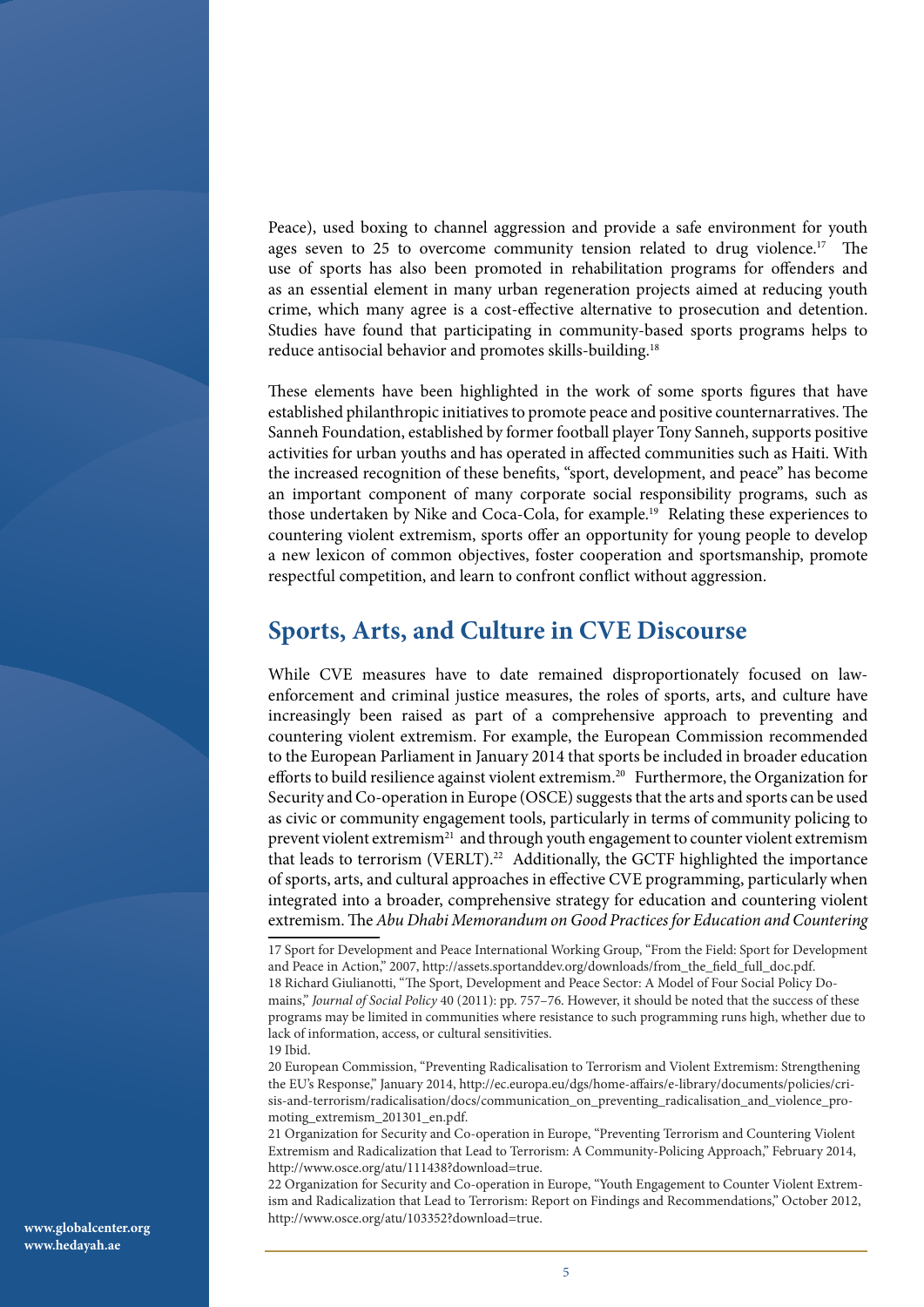Peace), used boxing to channel aggression and provide a safe environment for youth ages seven to 25 to overcome community tension related to drug violence.[17] The use of sports has also been promoted in rehabilitation programs for offenders and as an essential element in many urban regeneration projects aimed at reducing youth crime, which many agree is a cost-effective alternative to prosecution and detention. Studies have found that participating in community-based sports programs helps to reduce antisocial behavior and promotes skills-building.[18]

These elements have been highlighted in the work of some sports figures that have established philanthropic initiatives to promote peace and positive counternarratives. The Sanneh Foundation, established by former football player Tony Sanneh, supports positive activities for urban youths and has operated in affected communities such as Haiti. With the increased recognition of these benefits, "sport, development, and peace" has become an important component of many corporate social responsibility programs, such as those undertaken by Nike and Coca-Cola, for example.[19] Relating these experiences to countering violent extremism, sports offer an opportunity for young people to develop a new lexicon of common objectives, foster cooperation and sportsmanship, promote respectful competition, and learn to confront conflict without aggression.

## Sports, Arts, and Culture in CVE Discourse

While CVE measures have to date remained disproportionately focused on law-enforcement and criminal justice measures, the roles of sports, arts, and culture have increasingly been raised as part of a comprehensive approach to preventing and countering violent extremism. For example, the European Commission recommended to the European Parliament in January 2014 that sports be included in broader education efforts to build resilience against violent extremism.[20] Furthermore, the Organization for Security and Co-operation in Europe (OSCE) suggests that the arts and sports can be used as civic or community engagement tools, particularly in terms of community policing to prevent violent extremism[21] and through youth engagement to counter violent extremism that leads to terrorism (VERLT).[22] Additionally, the GCTF highlighted the importance of sports, arts, and cultural approaches in effective CVE programming, particularly when integrated into a broader, comprehensive strategy for education and countering violent extremism. The *Abu Dhabi Memorandum on Good Practices for Education and Countering*

---

17 Sport for Development and Peace International Working Group, "From the Field: Sport for Development and Peace in Action," 2007, http://assets.sportanddev.org/downloads/from_the_field_full_doc.pdf.

18 Richard Giulianotti, "The Sport, Development and Peace Sector: A Model of Four Social Policy Domains," *Journal of Social Policy* 40 (2011): pp. 757–76. However, it should be noted that the success of these programs may be limited in communities where resistance to such programming runs high, whether due to lack of information, access, or cultural sensitivities.

19 Ibid.

20 European Commission, "Preventing Radicalisation to Terrorism and Violent Extremism: Strengthening the EU's Response," January 2014, http://ec.europa.eu/dgs/home-affairs/e-library/documents/policies/crisis-and-terrorism/radicalisation/docs/communication_on_preventing_radicalisation_and_violence_promoting_extremism_201301_en.pdf.

21 Organization for Security and Co-operation in Europe, "Preventing Terrorism and Countering Violent Extremism and Radicalization that Lead to Terrorism: A Community-Policing Approach," February 2014, http://www.osce.org/atu/111438?download=true.

22 Organization for Security and Co-operation in Europe, "Youth Engagement to Counter Violent Extremism and Radicalization that Lead to Terrorism: Report on Findings and Recommendations," October 2012, http://www.osce.org/atu/103352?download=true.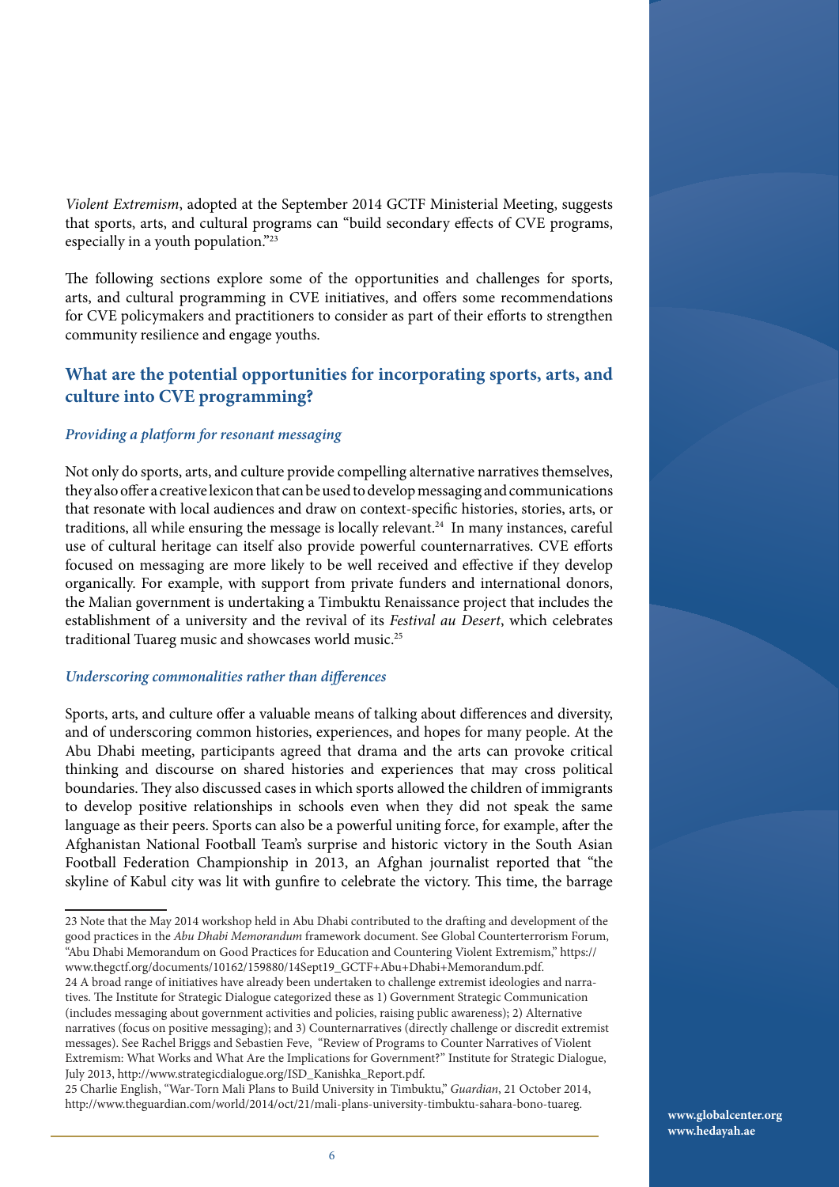*Violent Extremism*, adopted at the September 2014 GCTF Ministerial Meeting, suggests that sports, arts, and cultural programs can "build secondary effects of CVE programs, especially in a youth population."[23]

The following sections explore some of the opportunities and challenges for sports, arts, and cultural programming in CVE initiatives, and offers some recommendations for CVE policymakers and practitioners to consider as part of their efforts to strengthen community resilience and engage youths.

## What are the potential opportunities for incorporating sports, arts, and culture into CVE programming?

### *Providing a platform for resonant messaging*

Not only do sports, arts, and culture provide compelling alternative narratives themselves, they also offer a creative lexicon that can be used to develop messaging and communications that resonate with local audiences and draw on context-specific histories, stories, arts, or traditions, all while ensuring the message is locally relevant.[24] In many instances, careful use of cultural heritage can itself also provide powerful counternarratives. CVE efforts focused on messaging are more likely to be well received and effective if they develop organically. For example, with support from private funders and international donors, the Malian government is undertaking a Timbuktu Renaissance project that includes the establishment of a university and the revival of its *Festival au Desert*, which celebrates traditional Tuareg music and showcases world music.[25]

### *Underscoring commonalities rather than differences*

Sports, arts, and culture offer a valuable means of talking about differences and diversity, and of underscoring common histories, experiences, and hopes for many people. At the Abu Dhabi meeting, participants agreed that drama and the arts can provoke critical thinking and discourse on shared histories and experiences that may cross political boundaries. They also discussed cases in which sports allowed the children of immigrants to develop positive relationships in schools even when they did not speak the same language as their peers. Sports can also be a powerful uniting force, for example, after the Afghanistan National Football Team's surprise and historic victory in the South Asian Football Federation Championship in 2013, an Afghan journalist reported that "the skyline of Kabul city was lit with gunfire to celebrate the victory. This time, the barrage

---

23 Note that the May 2014 workshop held in Abu Dhabi contributed to the drafting and development of the good practices in the *Abu Dhabi Memorandum* framework document. See Global Counterterrorism Forum, "Abu Dhabi Memorandum on Good Practices for Education and Countering Violent Extremism," https://www.thegctf.org/documents/10162/159880/14Sept19_GCTF+Abu+Dhabi+Memorandum.pdf.

24 A broad range of initiatives have already been undertaken to challenge extremist ideologies and narratives. The Institute for Strategic Dialogue categorized these as 1) Government Strategic Communication (includes messaging about government activities and policies, raising public awareness); 2) Alternative narratives (focus on positive messaging); and 3) Counternarratives (directly challenge or discredit extremist messages). See Rachel Briggs and Sebastien Feve, "Review of Programs to Counter Narratives of Violent Extremism: What Works and What Are the Implications for Government?" Institute for Strategic Dialogue, July 2013, http://www.strategicdialogue.org/ISD_Kanishka_Report.pdf.

25 Charlie English, "War-Torn Mali Plans to Build University in Timbuktu," *Guardian*, 21 October 2014, http://www.theguardian.com/world/2014/oct/21/mali-plans-university-timbuktu-sahara-bono-tuareg.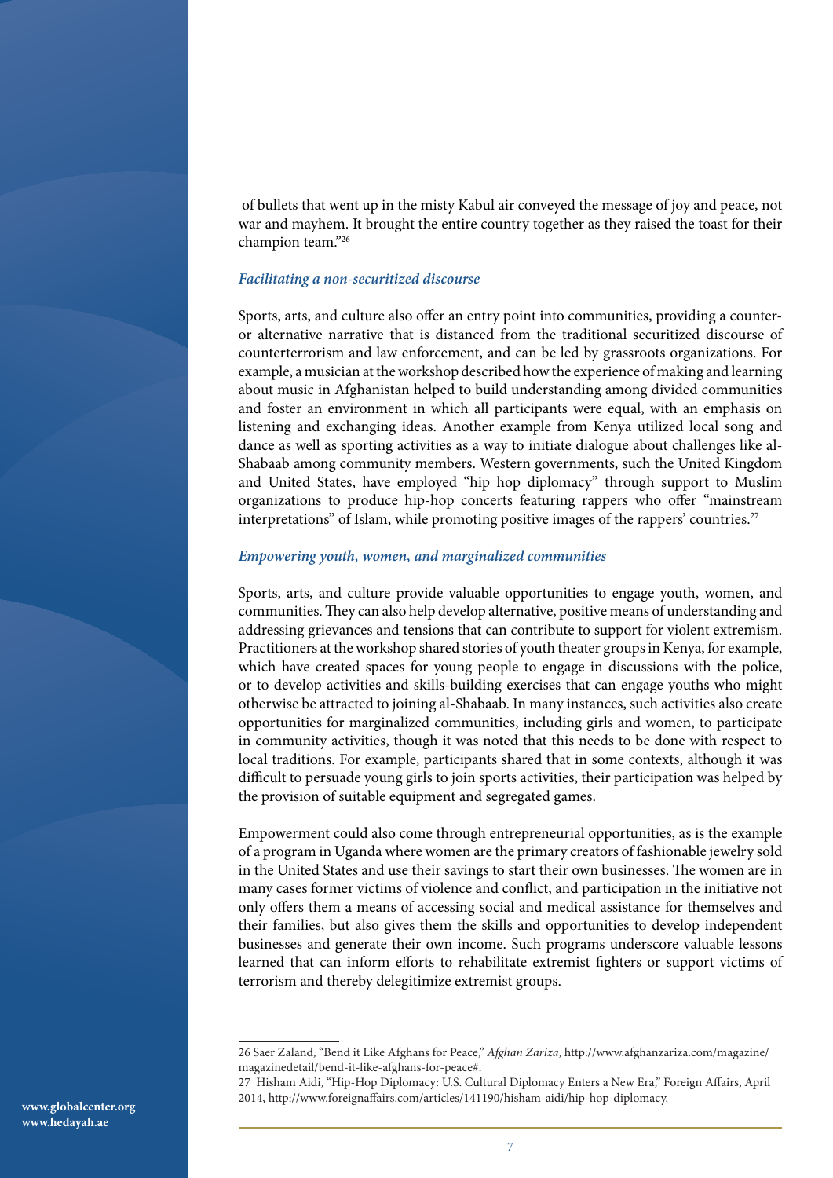of bullets that went up in the misty Kabul air conveyed the message of joy and peace, not war and mayhem. It brought the entire country together as they raised the toast for their champion team."[26]

### *Facilitating a non-securitized discourse*

Sports, arts, and culture also offer an entry point into communities, providing a counter- or alternative narrative that is distanced from the traditional securitized discourse of counterterrorism and law enforcement, and can be led by grassroots organizations. For example, a musician at the workshop described how the experience of making and learning about music in Afghanistan helped to build understanding among divided communities and foster an environment in which all participants were equal, with an emphasis on listening and exchanging ideas. Another example from Kenya utilized local song and dance as well as sporting activities as a way to initiate dialogue about challenges like al-Shabaab among community members. Western governments, such the United Kingdom and United States, have employed "hip hop diplomacy" through support to Muslim organizations to produce hip-hop concerts featuring rappers who offer "mainstream interpretations" of Islam, while promoting positive images of the rappers' countries.[27]

### *Empowering youth, women, and marginalized communities*

Sports, arts, and culture provide valuable opportunities to engage youth, women, and communities. They can also help develop alternative, positive means of understanding and addressing grievances and tensions that can contribute to support for violent extremism. Practitioners at the workshop shared stories of youth theater groups in Kenya, for example, which have created spaces for young people to engage in discussions with the police, or to develop activities and skills-building exercises that can engage youths who might otherwise be attracted to joining al-Shabaab. In many instances, such activities also create opportunities for marginalized communities, including girls and women, to participate in community activities, though it was noted that this needs to be done with respect to local traditions. For example, participants shared that in some contexts, although it was difficult to persuade young girls to join sports activities, their participation was helped by the provision of suitable equipment and segregated games.

Empowerment could also come through entrepreneurial opportunities, as is the example of a program in Uganda where women are the primary creators of fashionable jewelry sold in the United States and use their savings to start their own businesses. The women are in many cases former victims of violence and conflict, and participation in the initiative not only offers them a means of accessing social and medical assistance for themselves and their families, but also gives them the skills and opportunities to develop independent businesses and generate their own income. Such programs underscore valuable lessons learned that can inform efforts to rehabilitate extremist fighters or support victims of terrorism and thereby delegitimize extremist groups.

---

26 Saer Zaland, "Bend it Like Afghans for Peace," *Afghan Zariza*, http://www.afghanzariza.com/magazine/magazinedetail/bend-it-like-afghans-for-peace#.

27 Hisham Aidi, "Hip-Hop Diplomacy: U.S. Cultural Diplomacy Enters a New Era," Foreign Affairs, April 2014, http://www.foreignaffairs.com/articles/141190/hisham-aidi/hip-hop-diplomacy.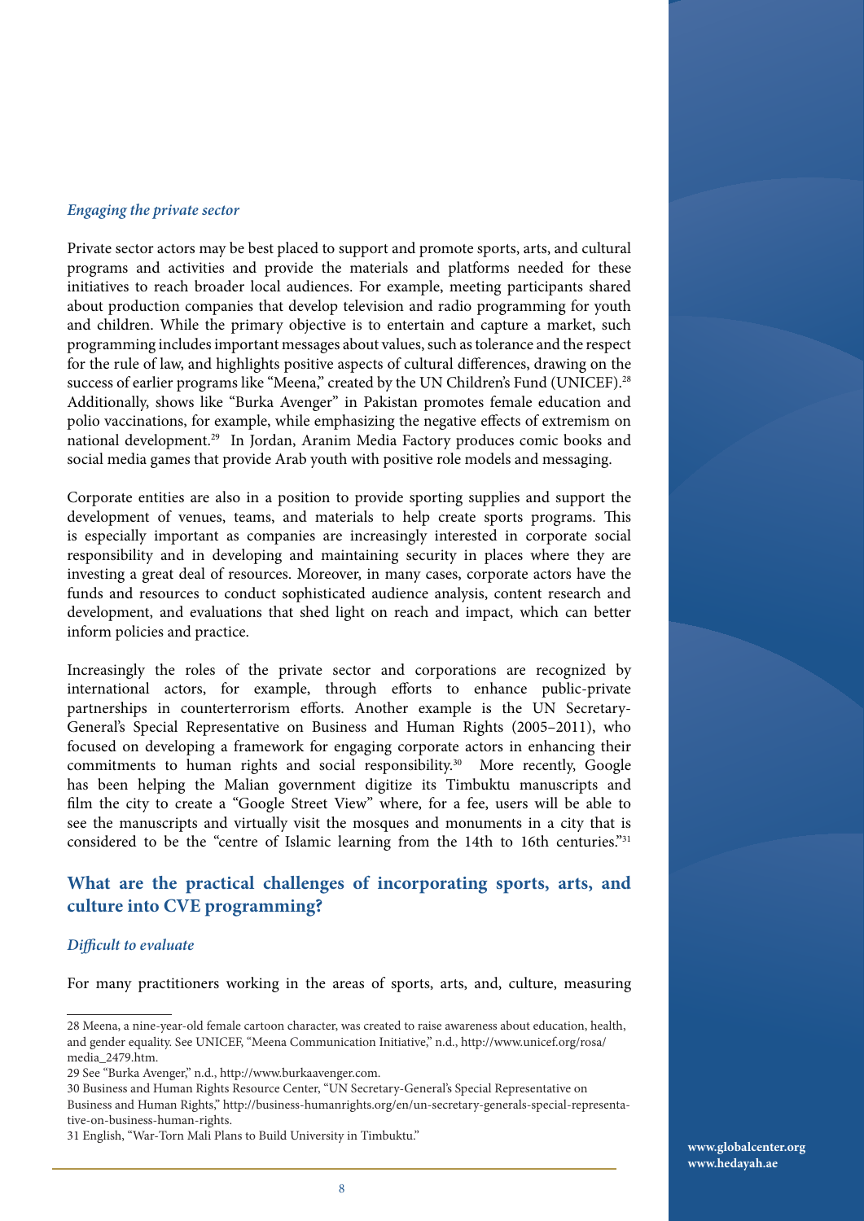### *Engaging the private sector*

Private sector actors may be best placed to support and promote sports, arts, and cultural programs and activities and provide the materials and platforms needed for these initiatives to reach broader local audiences. For example, meeting participants shared about production companies that develop television and radio programming for youth and children. While the primary objective is to entertain and capture a market, such programming includes important messages about values, such as tolerance and the respect for the rule of law, and highlights positive aspects of cultural differences, drawing on the success of earlier programs like "Meena," created by the UN Children's Fund (UNICEF).[28] Additionally, shows like "Burka Avenger" in Pakistan promotes female education and polio vaccinations, for example, while emphasizing the negative effects of extremism on national development.[29] In Jordan, Aranim Media Factory produces comic books and social media games that provide Arab youth with positive role models and messaging.

Corporate entities are also in a position to provide sporting supplies and support the development of venues, teams, and materials to help create sports programs. This is especially important as companies are increasingly interested in corporate social responsibility and in developing and maintaining security in places where they are investing a great deal of resources. Moreover, in many cases, corporate actors have the funds and resources to conduct sophisticated audience analysis, content research and development, and evaluations that shed light on reach and impact, which can better inform policies and practice.

Increasingly the roles of the private sector and corporations are recognized by international actors, for example, through efforts to enhance public-private partnerships in counterterrorism efforts. Another example is the UN Secretary-General's Special Representative on Business and Human Rights (2005–2011), who focused on developing a framework for engaging corporate actors in enhancing their commitments to human rights and social responsibility.[30] More recently, Google has been helping the Malian government digitize its Timbuktu manuscripts and film the city to create a "Google Street View" where, for a fee, users will be able to see the manuscripts and virtually visit the mosques and monuments in a city that is considered to be the "centre of Islamic learning from the 14th to 16th centuries."[31]

## What are the practical challenges of incorporating sports, arts, and culture into CVE programming?

### *Difficult to evaluate*

For many practitioners working in the areas of sports, arts, and, culture, measuring

---

28 Meena, a nine-year-old female cartoon character, was created to raise awareness about education, health, and gender equality. See UNICEF, "Meena Communication Initiative," n.d., http://www.unicef.org/rosa/media_2479.htm.

29 See "Burka Avenger," n.d., http://www.burkaavenger.com.

30 Business and Human Rights Resource Center, "UN Secretary-General's Special Representative on Business and Human Rights," http://business-humanrights.org/en/un-secretary-generals-special-representative-on-business-human-rights.

31 English, "War-Torn Mali Plans to Build University in Timbuktu."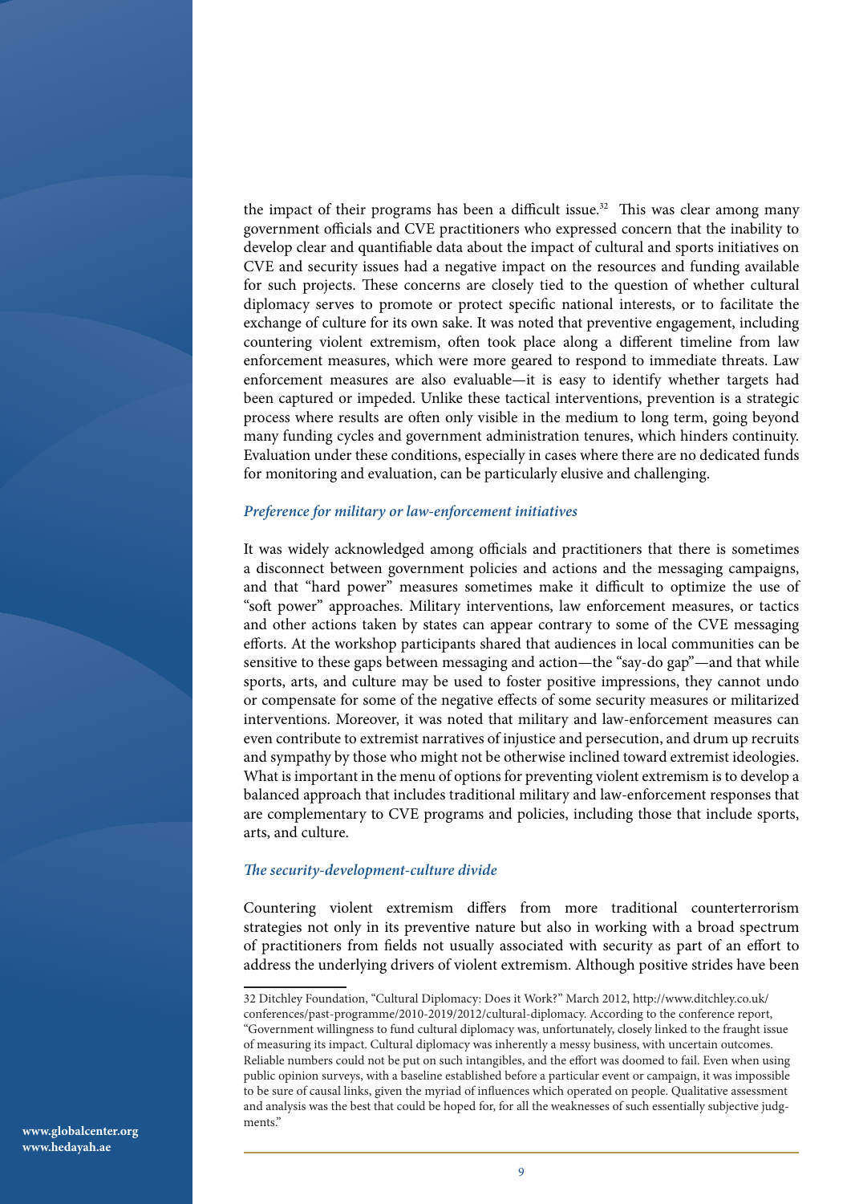the impact of their programs has been a difficult issue.[32] This was clear among many government officials and CVE practitioners who expressed concern that the inability to develop clear and quantifiable data about the impact of cultural and sports initiatives on CVE and security issues had a negative impact on the resources and funding available for such projects. These concerns are closely tied to the question of whether cultural diplomacy serves to promote or protect specific national interests, or to facilitate the exchange of culture for its own sake. It was noted that preventive engagement, including countering violent extremism, often took place along a different timeline from law enforcement measures, which were more geared to respond to immediate threats. Law enforcement measures are also evaluable—it is easy to identify whether targets had been captured or impeded. Unlike these tactical interventions, prevention is a strategic process where results are often only visible in the medium to long term, going beyond many funding cycles and government administration tenures, which hinders continuity. Evaluation under these conditions, especially in cases where there are no dedicated funds for monitoring and evaluation, can be particularly elusive and challenging.

### *Preference for military or law-enforcement initiatives*

It was widely acknowledged among officials and practitioners that there is sometimes a disconnect between government policies and actions and the messaging campaigns, and that "hard power" measures sometimes make it difficult to optimize the use of "soft power" approaches. Military interventions, law enforcement measures, or tactics and other actions taken by states can appear contrary to some of the CVE messaging efforts. At the workshop participants shared that audiences in local communities can be sensitive to these gaps between messaging and action—the "say-do gap"—and that while sports, arts, and culture may be used to foster positive impressions, they cannot undo or compensate for some of the negative effects of some security measures or militarized interventions. Moreover, it was noted that military and law-enforcement measures can even contribute to extremist narratives of injustice and persecution, and drum up recruits and sympathy by those who might not be otherwise inclined toward extremist ideologies. What is important in the menu of options for preventing violent extremism is to develop a balanced approach that includes traditional military and law-enforcement responses that are complementary to CVE programs and policies, including those that include sports, arts, and culture.

### *The security-development-culture divide*

Countering violent extremism differs from more traditional counterterrorism strategies not only in its preventive nature but also in working with a broad spectrum of practitioners from fields not usually associated with security as part of an effort to address the underlying drivers of violent extremism. Although positive strides have been

---

32 Ditchley Foundation, "Cultural Diplomacy: Does it Work?" March 2012, http://www.ditchley.co.uk/conferences/past-programme/2010-2019/2012/cultural-diplomacy. According to the conference report, "Government willingness to fund cultural diplomacy was, unfortunately, closely linked to the fraught issue of measuring its impact. Cultural diplomacy was inherently a messy business, with uncertain outcomes. Reliable numbers could not be put on such intangibles, and the effort was doomed to fail. Even when using public opinion surveys, with a baseline established before a particular event or campaign, it was impossible to be sure of causal links, given the myriad of influences which operated on people. Qualitative assessment and analysis was the best that could be hoped for, for all the weaknesses of such essentially subjective judgments."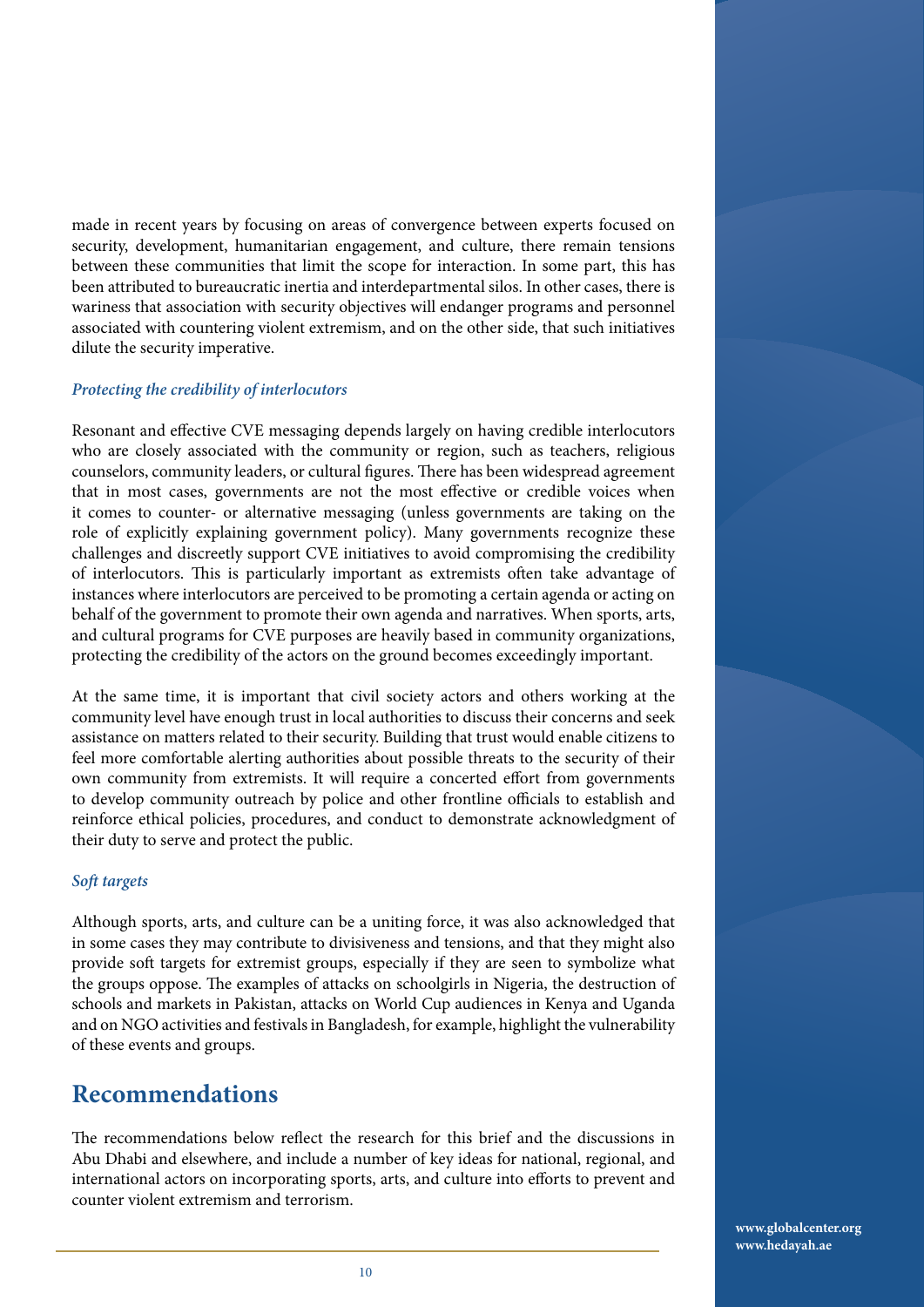made in recent years by focusing on areas of convergence between experts focused on security, development, humanitarian engagement, and culture, there remain tensions between these communities that limit the scope for interaction. In some part, this has been attributed to bureaucratic inertia and interdepartmental silos. In other cases, there is wariness that association with security objectives will endanger programs and personnel associated with countering violent extremism, and on the other side, that such initiatives dilute the security imperative.

***Protecting the credibility of interlocutors***

Resonant and effective CVE messaging depends largely on having credible interlocutors who are closely associated with the community or region, such as teachers, religious counselors, community leaders, or cultural figures. There has been widespread agreement that in most cases, governments are not the most effective or credible voices when it comes to counter- or alternative messaging (unless governments are taking on the role of explicitly explaining government policy). Many governments recognize these challenges and discreetly support CVE initiatives to avoid compromising the credibility of interlocutors. This is particularly important as extremists often take advantage of instances where interlocutors are perceived to be promoting a certain agenda or acting on behalf of the government to promote their own agenda and narratives. When sports, arts, and cultural programs for CVE purposes are heavily based in community organizations, protecting the credibility of the actors on the ground becomes exceedingly important.

At the same time, it is important that civil society actors and others working at the community level have enough trust in local authorities to discuss their concerns and seek assistance on matters related to their security. Building that trust would enable citizens to feel more comfortable alerting authorities about possible threats to the security of their own community from extremists. It will require a concerted effort from governments to develop community outreach by police and other frontline officials to establish and reinforce ethical policies, procedures, and conduct to demonstrate acknowledgment of their duty to serve and protect the public.

***Soft targets***

Although sports, arts, and culture can be a uniting force, it was also acknowledged that in some cases they may contribute to divisiveness and tensions, and that they might also provide soft targets for extremist groups, especially if they are seen to symbolize what the groups oppose. The examples of attacks on schoolgirls in Nigeria, the destruction of schools and markets in Pakistan, attacks on World Cup audiences in Kenya and Uganda and on NGO activities and festivals in Bangladesh, for example, highlight the vulnerability of these events and groups.

## Recommendations

The recommendations below reflect the research for this brief and the discussions in Abu Dhabi and elsewhere, and include a number of key ideas for national, regional, and international actors on incorporating sports, arts, and culture into efforts to prevent and counter violent extremism and terrorism.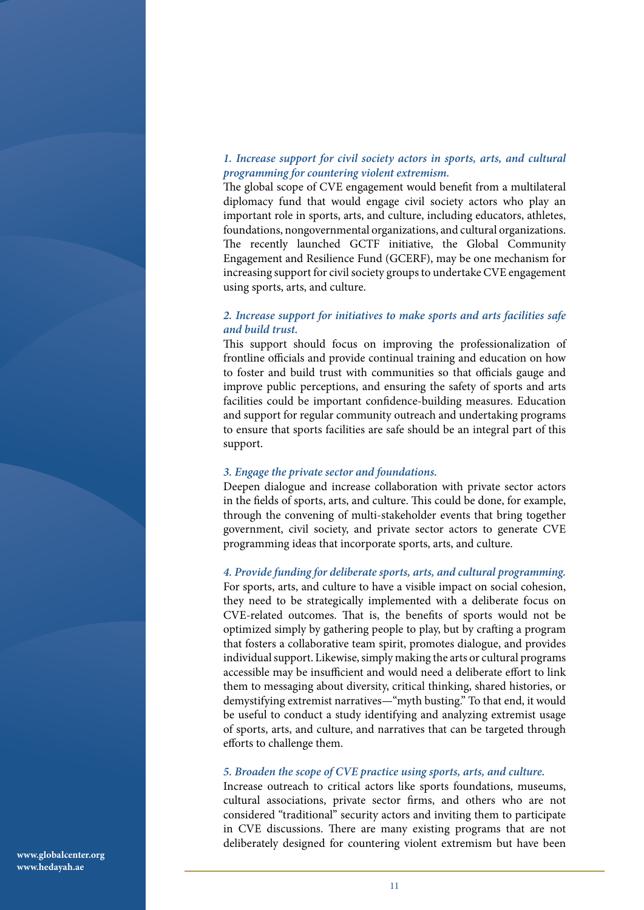*1. Increase support for civil society actors in sports, arts, and cultural programming for countering violent extremism.*

The global scope of CVE engagement would benefit from a multilateral diplomacy fund that would engage civil society actors who play an important role in sports, arts, and culture, including educators, athletes, foundations, nongovernmental organizations, and cultural organizations. The recently launched GCTF initiative, the Global Community Engagement and Resilience Fund (GCERF), may be one mechanism for increasing support for civil society groups to undertake CVE engagement using sports, arts, and culture.

*2. Increase support for initiatives to make sports and arts facilities safe and build trust.*

This support should focus on improving the professionalization of frontline officials and provide continual training and education on how to foster and build trust with communities so that officials gauge and improve public perceptions, and ensuring the safety of sports and arts facilities could be important confidence-building measures. Education and support for regular community outreach and undertaking programs to ensure that sports facilities are safe should be an integral part of this support.

*3. Engage the private sector and foundations.*

Deepen dialogue and increase collaboration with private sector actors in the fields of sports, arts, and culture. This could be done, for example, through the convening of multi-stakeholder events that bring together government, civil society, and private sector actors to generate CVE programming ideas that incorporate sports, arts, and culture.

*4. Provide funding for deliberate sports, arts, and cultural programming.*

For sports, arts, and culture to have a visible impact on social cohesion, they need to be strategically implemented with a deliberate focus on CVE-related outcomes. That is, the benefits of sports would not be optimized simply by gathering people to play, but by crafting a program that fosters a collaborative team spirit, promotes dialogue, and provides individual support. Likewise, simply making the arts or cultural programs accessible may be insufficient and would need a deliberate effort to link them to messaging about diversity, critical thinking, shared histories, or demystifying extremist narratives—"myth busting." To that end, it would be useful to conduct a study identifying and analyzing extremist usage of sports, arts, and culture, and narratives that can be targeted through efforts to challenge them.

*5. Broaden the scope of CVE practice using sports, arts, and culture.*

Increase outreach to critical actors like sports foundations, museums, cultural associations, private sector firms, and others who are not considered "traditional" security actors and inviting them to participate in CVE discussions. There are many existing programs that are not deliberately designed for countering violent extremism but have been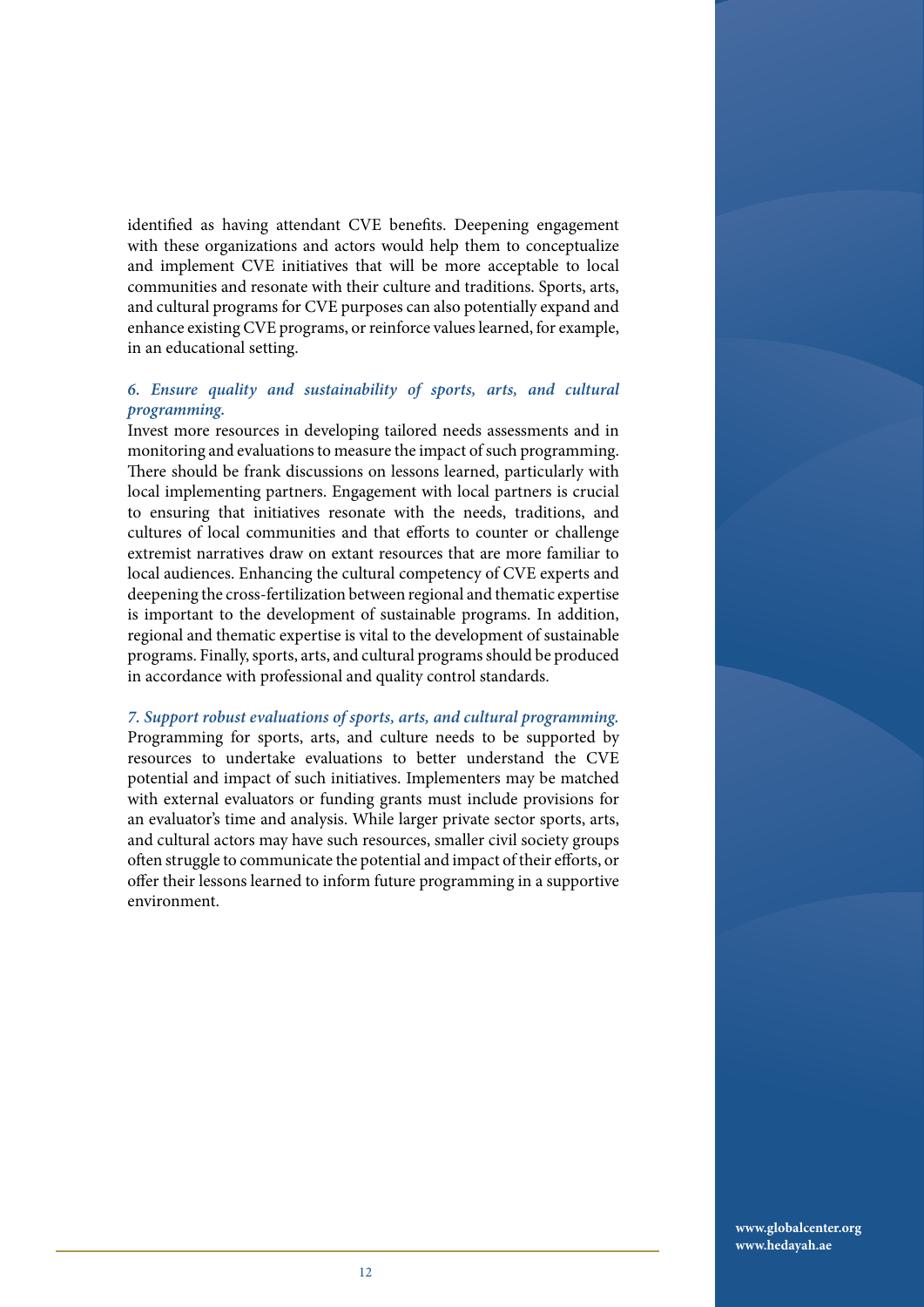identified as having attendant CVE benefits. Deepening engagement with these organizations and actors would help them to conceptualize and implement CVE initiatives that will be more acceptable to local communities and resonate with their culture and traditions. Sports, arts, and cultural programs for CVE purposes can also potentially expand and enhance existing CVE programs, or reinforce values learned, for example, in an educational setting.

***6. Ensure quality and sustainability of sports, arts, and cultural programming.***

Invest more resources in developing tailored needs assessments and in monitoring and evaluations to measure the impact of such programming. There should be frank discussions on lessons learned, particularly with local implementing partners. Engagement with local partners is crucial to ensuring that initiatives resonate with the needs, traditions, and cultures of local communities and that efforts to counter or challenge extremist narratives draw on extant resources that are more familiar to local audiences. Enhancing the cultural competency of CVE experts and deepening the cross-fertilization between regional and thematic expertise is important to the development of sustainable programs. In addition, regional and thematic expertise is vital to the development of sustainable programs. Finally, sports, arts, and cultural programs should be produced in accordance with professional and quality control standards.

***7. Support robust evaluations of sports, arts, and cultural programming.***

Programming for sports, arts, and culture needs to be supported by resources to undertake evaluations to better understand the CVE potential and impact of such initiatives. Implementers may be matched with external evaluators or funding grants must include provisions for an evaluator's time and analysis. While larger private sector sports, arts, and cultural actors may have such resources, smaller civil society groups often struggle to communicate the potential and impact of their efforts, or offer their lessons learned to inform future programming in a supportive environment.

**www.globalcenter.org**
**www.hedayah.ae**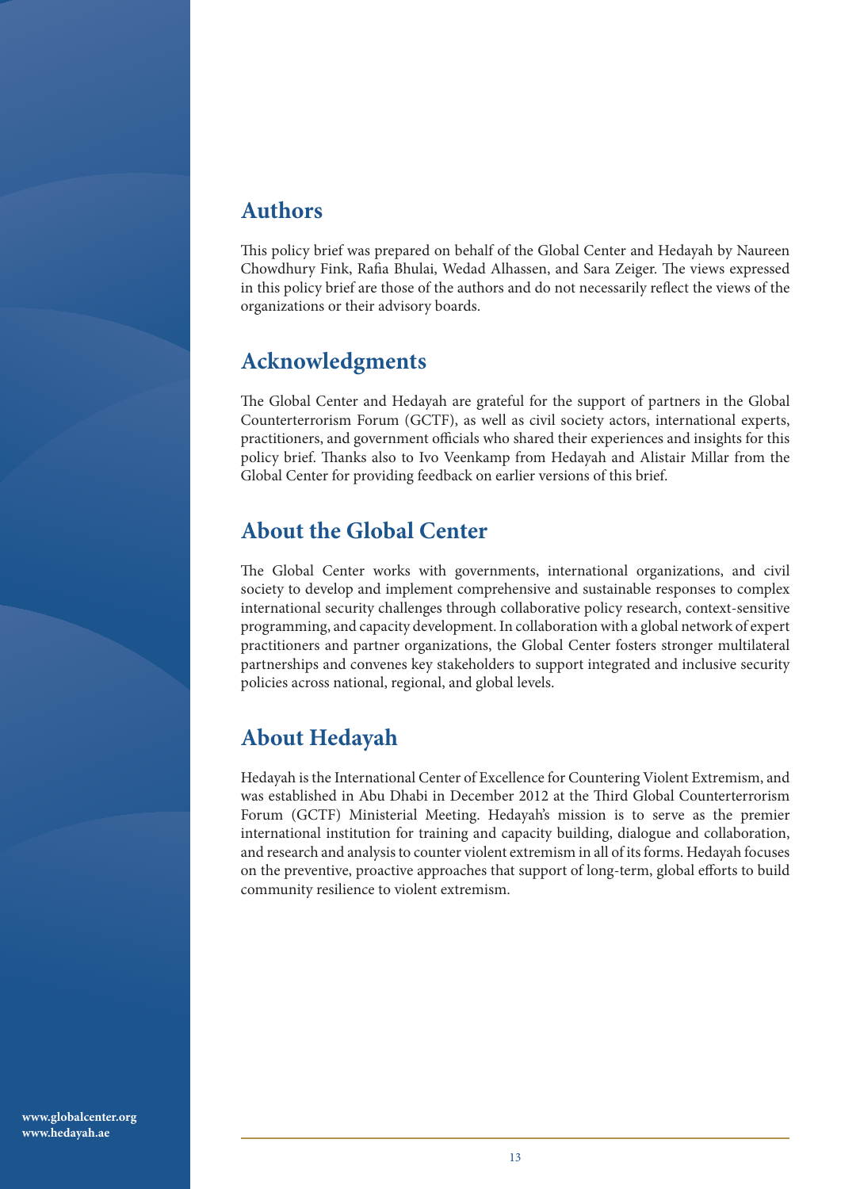## Authors

This policy brief was prepared on behalf of the Global Center and Hedayah by Naureen Chowdhury Fink, Rafia Bhulai, Wedad Alhassen, and Sara Zeiger. The views expressed in this policy brief are those of the authors and do not necessarily reflect the views of the organizations or their advisory boards.

## Acknowledgments

The Global Center and Hedayah are grateful for the support of partners in the Global Counterterrorism Forum (GCTF), as well as civil society actors, international experts, practitioners, and government officials who shared their experiences and insights for this policy brief. Thanks also to Ivo Veenkamp from Hedayah and Alistair Millar from the Global Center for providing feedback on earlier versions of this brief.

## About the Global Center

The Global Center works with governments, international organizations, and civil society to develop and implement comprehensive and sustainable responses to complex international security challenges through collaborative policy research, context-sensitive programming, and capacity development. In collaboration with a global network of expert practitioners and partner organizations, the Global Center fosters stronger multilateral partnerships and convenes key stakeholders to support integrated and inclusive security policies across national, regional, and global levels.

## About Hedayah

Hedayah is the International Center of Excellence for Countering Violent Extremism, and was established in Abu Dhabi in December 2012 at the Third Global Counterterrorism Forum (GCTF) Ministerial Meeting. Hedayah's mission is to serve as the premier international institution for training and capacity building, dialogue and collaboration, and research and analysis to counter violent extremism in all of its forms. Hedayah focuses on the preventive, proactive approaches that support of long-term, global efforts to build community resilience to violent extremism.

**www.globalcenter.org**
**www.hedayah.ae**